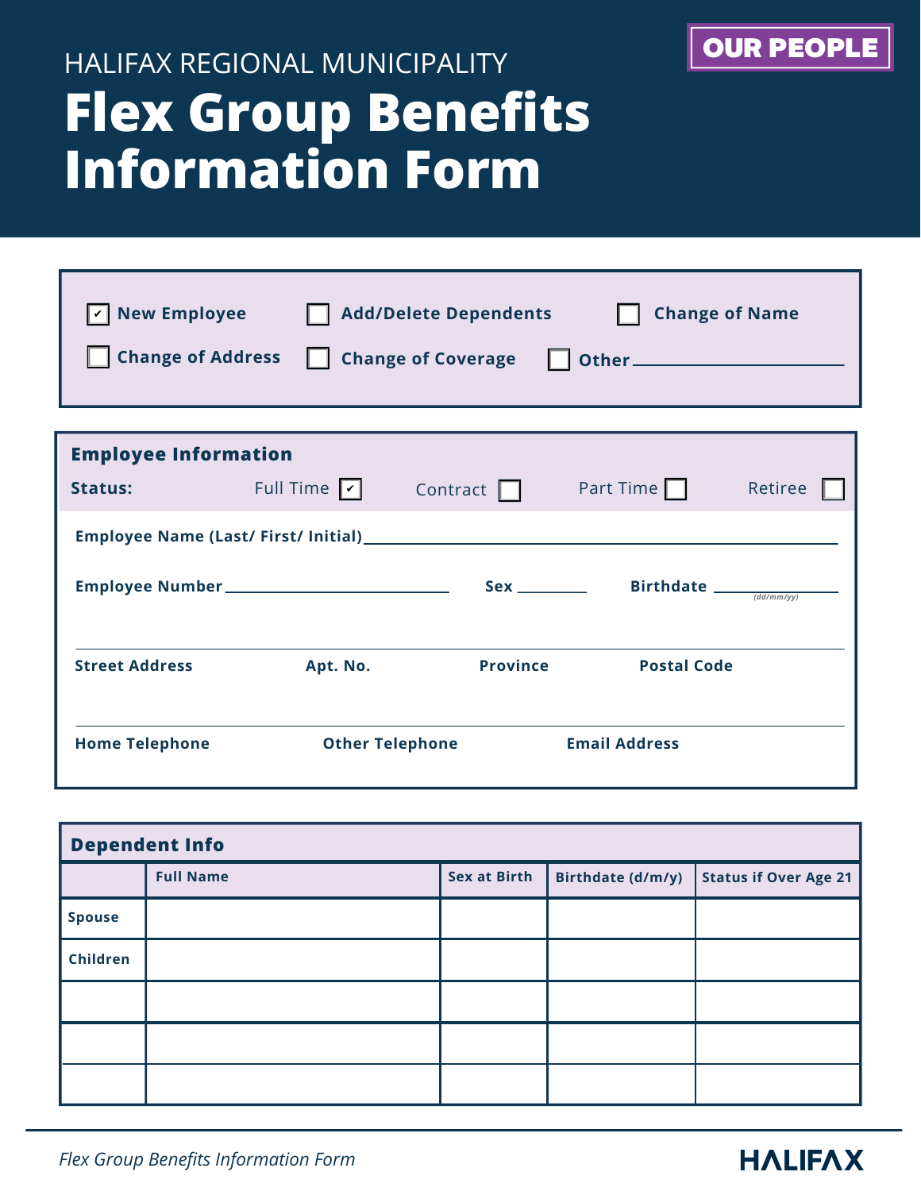HALIFAX REGIONAL MUNICIPALITY

# Flex Group Benefits Information Form

OUR PEOPLE

- [x] New Employee
- [ ] Add/Delete Dependents
- [ ] Change of Name
- [ ] Change of Address
- [ ] Change of Coverage
- [ ] Other ____________________

## Employee Information

**Status:** Full Time [x] Contract [ ] Part Time [ ] Retiree [ ]

**Employee Name (Last/ First/ Initial)** ____________________________________________

**Employee Number** ____________________ **Sex** ________ **Birthdate** ____________ *(dd/mm/yy)*

**Street Address** **Apt. No.** **Province** **Postal Code**

**Home Telephone** **Other Telephone** **Email Address**

## Dependent Info

| | Full Name | Sex at Birth | Birthdate (d/m/y) | Status if Over Age 21 |
|---|---|---|---|---|
| Spouse | | | | |
| Children | | | | |
| | | | | |
| | | | | |
| | | | | |

*Flex Group Benefits Information Form*

HALIFAX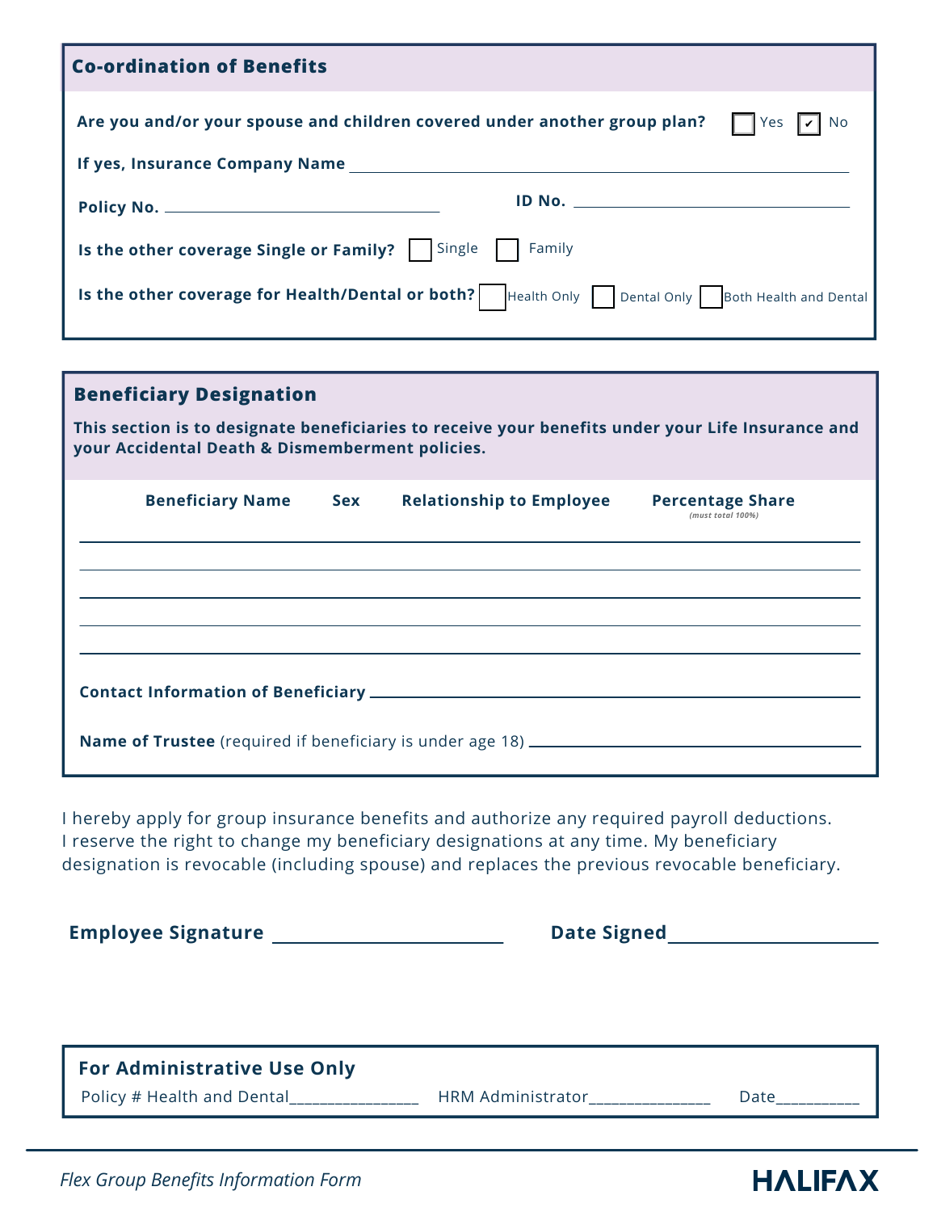## Co-ordination of Benefits

**Are you and/or your spouse and children covered under another group plan?** ☐ Yes ☑ No

**If yes, Insurance Company Name** ______________________________

**Policy No.** ______________________ **ID No.** ______________________

**Is the other coverage Single or Family?** ☐ Single ☐ Family

**Is the other coverage for Health/Dental or both?** ☐ Health Only ☐ Dental Only ☐ Both Health and Dental

## Beneficiary Designation

**This section is to designate beneficiaries to receive your benefits under your Life Insurance and your Accidental Death & Dismemberment policies.**

| Beneficiary Name | Sex | Relationship to Employee | Percentage Share *(must total 100%)* |
|---|---|---|---|
| | | | |
| | | | |
| | | | |
| | | | |
| | | | |

**Contact Information of Beneficiary** ______________________________

**Name of Trustee** (required if beneficiary is under age 18) ______________________________

I hereby apply for group insurance benefits and authorize any required payroll deductions. I reserve the right to change my beneficiary designations at any time. My beneficiary designation is revocable (including spouse) and replaces the previous revocable beneficiary.

**Employee Signature** ______________________ **Date Signed** ______________________

### For Administrative Use Only

Policy # Health and Dental________________ HRM Administrator_______________ Date__________